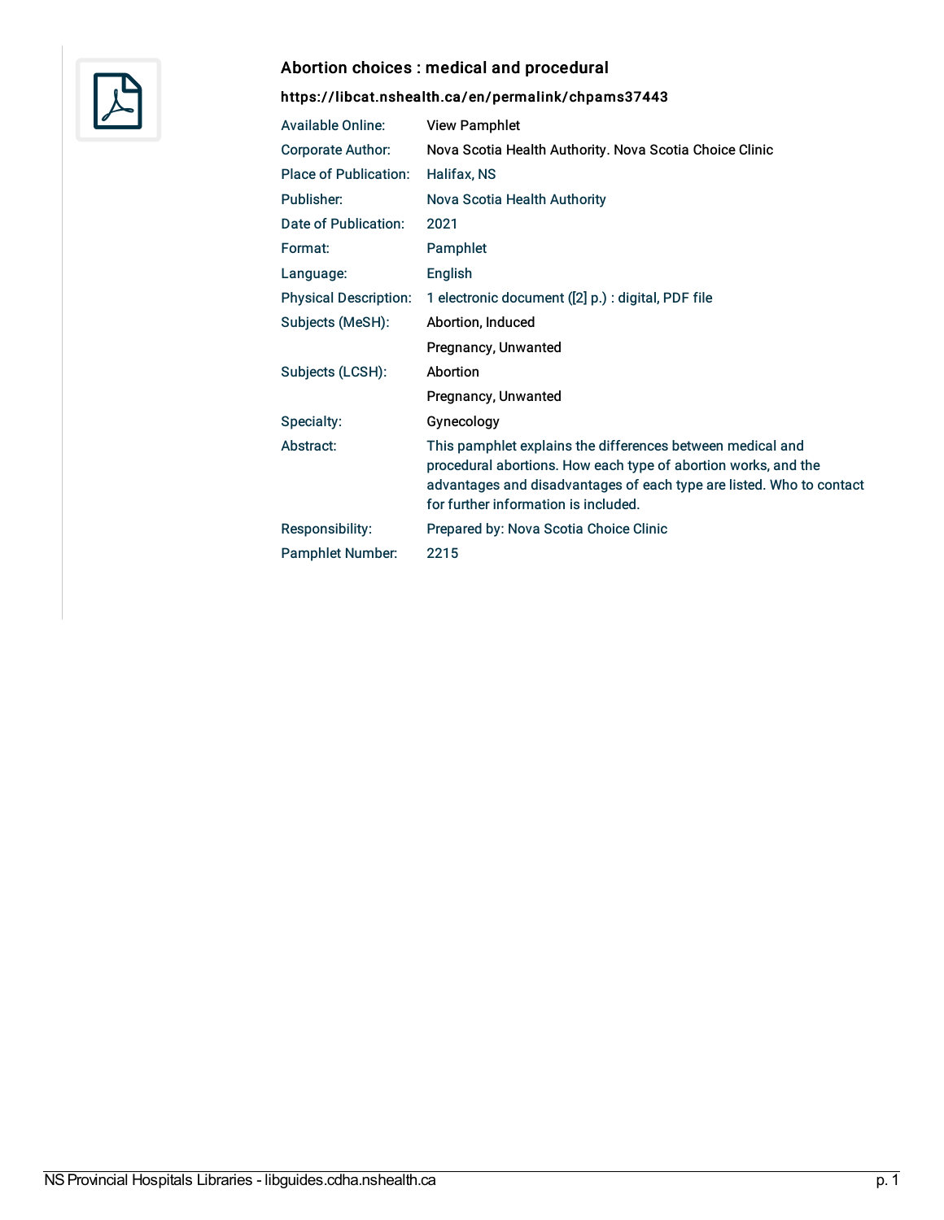## Abortion choices : medical and procedural

**https://libcat.nshealth.ca/en/permalink/chpams37443**

| | |
|---|---|
| Available Online: | View Pamphlet |
| Corporate Author: | Nova Scotia Health Authority. Nova Scotia Choice Clinic |
| Place of Publication: | Halifax, NS |
| Publisher: | Nova Scotia Health Authority |
| Date of Publication: | 2021 |
| Format: | Pamphlet |
| Language: | English |
| Physical Description: | 1 electronic document ([2] p.) : digital, PDF file |
| Subjects (MeSH): | Abortion, Induced |
| | Pregnancy, Unwanted |
| Subjects (LCSH): | Abortion |
| | Pregnancy, Unwanted |
| Specialty: | Gynecology |
| Abstract: | This pamphlet explains the differences between medical and procedural abortions. How each type of abortion works, and the advantages and disadvantages of each type are listed. Who to contact for further information is included. |
| Responsibility: | Prepared by: Nova Scotia Choice Clinic |
| Pamphlet Number: | 2215 |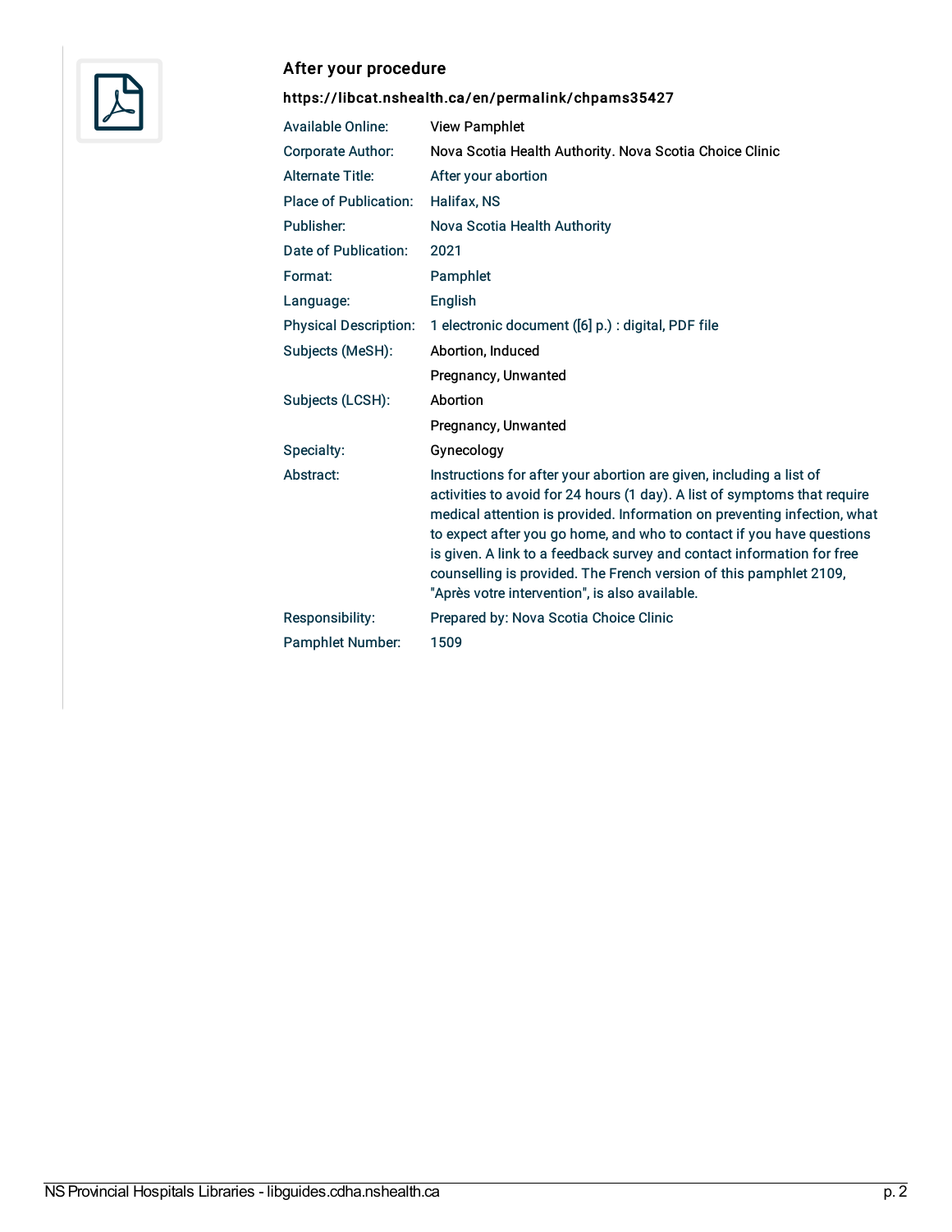### After your procedure

**https://libcat.nshealth.ca/en/permalink/chpams35427**

| | |
|---|---|
| Available Online: | View Pamphlet |
| Corporate Author: | Nova Scotia Health Authority. Nova Scotia Choice Clinic |
| Alternate Title: | After your abortion |
| Place of Publication: | Halifax, NS |
| Publisher: | Nova Scotia Health Authority |
| Date of Publication: | 2021 |
| Format: | Pamphlet |
| Language: | English |
| Physical Description: | 1 electronic document ([6] p.) : digital, PDF file |
| Subjects (MeSH): | Abortion, Induced |
| | Pregnancy, Unwanted |
| Subjects (LCSH): | Abortion |
| | Pregnancy, Unwanted |
| Specialty: | Gynecology |
| Abstract: | Instructions for after your abortion are given, including a list of activities to avoid for 24 hours (1 day). A list of symptoms that require medical attention is provided. Information on preventing infection, what to expect after you go home, and who to contact if you have questions is given. A link to a feedback survey and contact information for free counselling is provided. The French version of this pamphlet 2109, "Après votre intervention", is also available. |
| Responsibility: | Prepared by: Nova Scotia Choice Clinic |
| Pamphlet Number: | 1509 |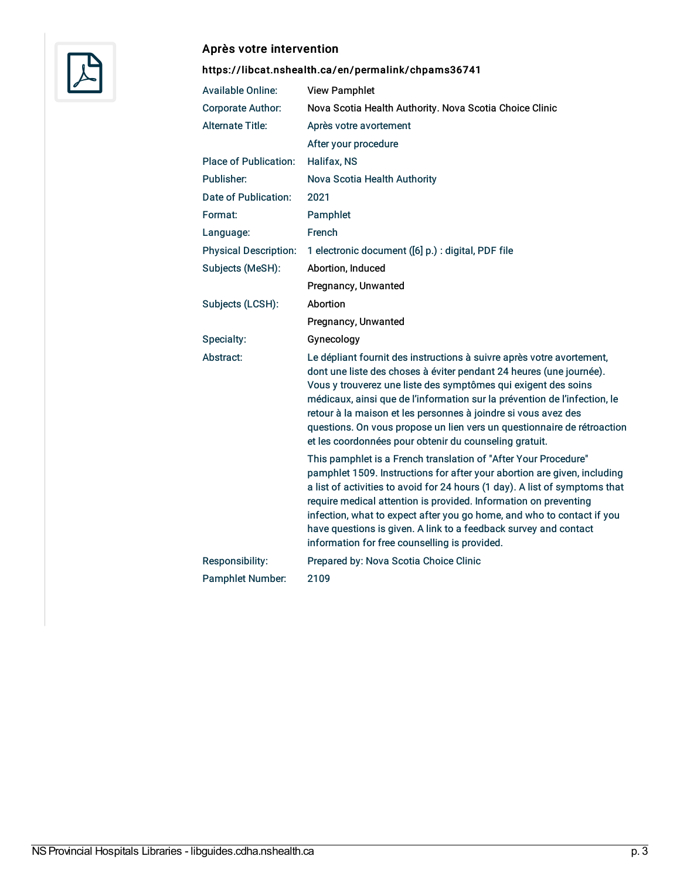## Après votre intervention

**https://libcat.nshealth.ca/en/permalink/chpams36741**

| | |
|---|---|
| Available Online: | View Pamphlet |
| Corporate Author: | Nova Scotia Health Authority. Nova Scotia Choice Clinic |
| Alternate Title: | Après votre avortement |
| | After your procedure |
| Place of Publication: | Halifax, NS |
| Publisher: | Nova Scotia Health Authority |
| Date of Publication: | 2021 |
| Format: | Pamphlet |
| Language: | French |
| Physical Description: | 1 electronic document ([6] p.) : digital, PDF file |
| Subjects (MeSH): | Abortion, Induced |
| | Pregnancy, Unwanted |
| Subjects (LCSH): | Abortion |
| | Pregnancy, Unwanted |
| Specialty: | Gynecology |
| Abstract: | Le dépliant fournit des instructions à suivre après votre avortement, dont une liste des choses à éviter pendant 24 heures (une journée). Vous y trouverez une liste des symptômes qui exigent des soins médicaux, ainsi que de l'information sur la prévention de l'infection, le retour à la maison et les personnes à joindre si vous avez des questions. On vous propose un lien vers un questionnaire de rétroaction et les coordonnées pour obtenir du counseling gratuit. |
| | This pamphlet is a French translation of "After Your Procedure" pamphlet 1509. Instructions for after your abortion are given, including a list of activities to avoid for 24 hours (1 day). A list of symptoms that require medical attention is provided. Information on preventing infection, what to expect after you go home, and who to contact if you have questions is given. A link to a feedback survey and contact information for free counselling is provided. |
| Responsibility: | Prepared by: Nova Scotia Choice Clinic |
| Pamphlet Number: | 2109 |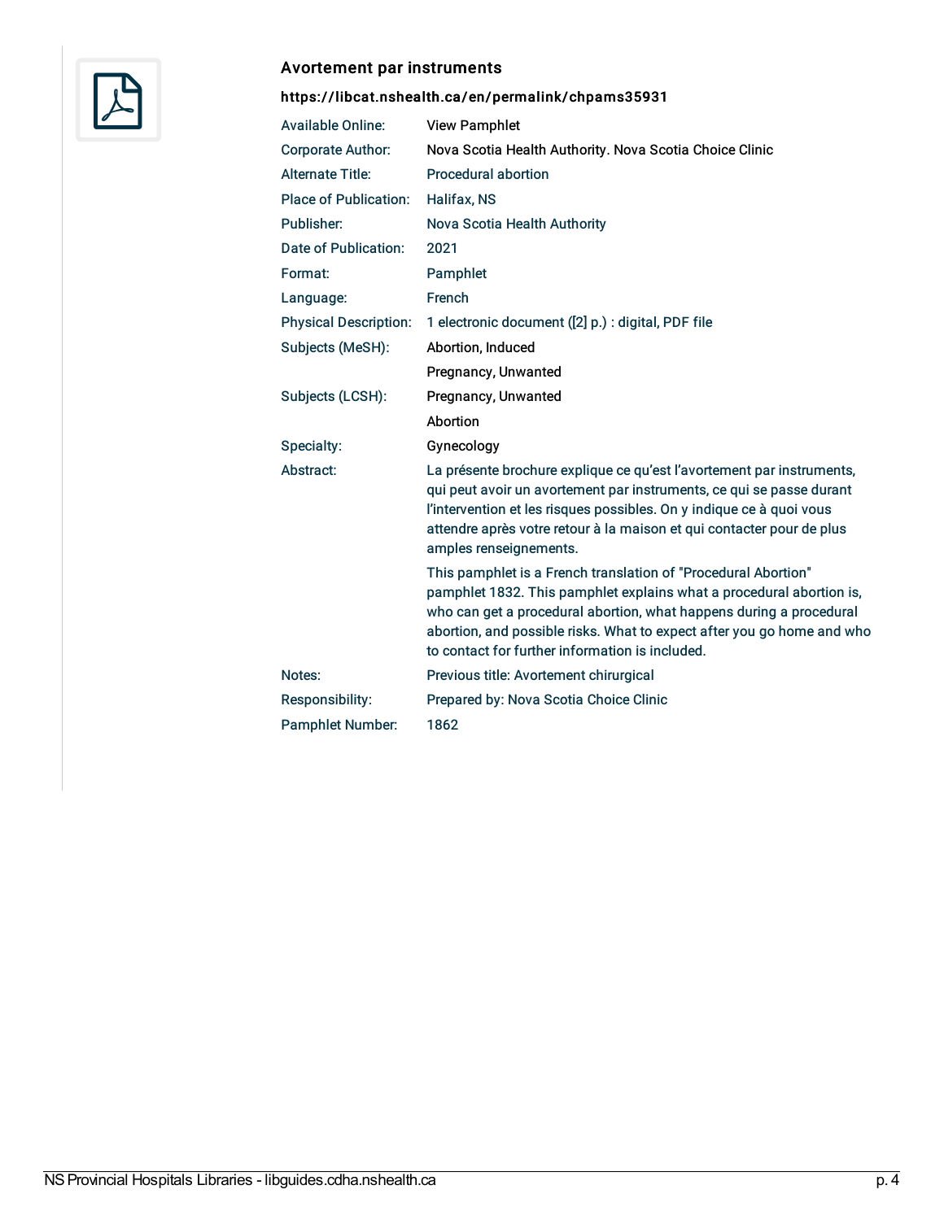### Avortement par instruments

**https://libcat.nshealth.ca/en/permalink/chpams35931**

| | |
|---|---|
| Available Online: | View Pamphlet |
| Corporate Author: | Nova Scotia Health Authority. Nova Scotia Choice Clinic |
| Alternate Title: | Procedural abortion |
| Place of Publication: | Halifax, NS |
| Publisher: | Nova Scotia Health Authority |
| Date of Publication: | 2021 |
| Format: | Pamphlet |
| Language: | French |
| Physical Description: | 1 electronic document ([2] p.) : digital, PDF file |
| Subjects (MeSH): | Abortion, Induced |
| | Pregnancy, Unwanted |
| Subjects (LCSH): | Pregnancy, Unwanted |
| | Abortion |
| Specialty: | Gynecology |
| Abstract: | La présente brochure explique ce qu'est l'avortement par instruments, qui peut avoir un avortement par instruments, ce qui se passe durant l'intervention et les risques possibles. On y indique ce à quoi vous attendre après votre retour à la maison et qui contacter pour de plus amples renseignements. |
| | This pamphlet is a French translation of "Procedural Abortion" pamphlet 1832. This pamphlet explains what a procedural abortion is, who can get a procedural abortion, what happens during a procedural abortion, and possible risks. What to expect after you go home and who to contact for further information is included. |
| Notes: | Previous title: Avortement chirurgical |
| Responsibility: | Prepared by: Nova Scotia Choice Clinic |
| Pamphlet Number: | 1862 |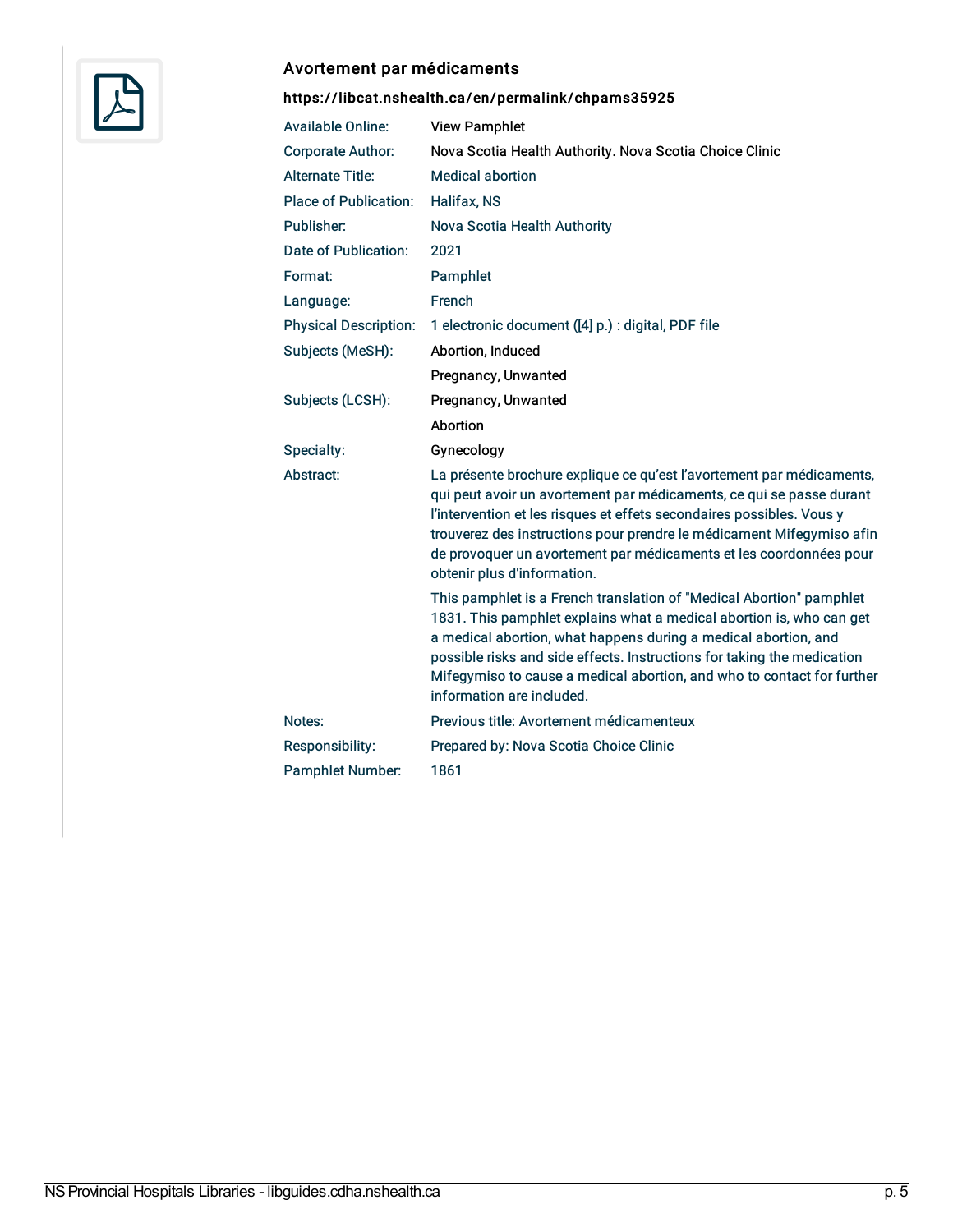## Avortement par médicaments

**https://libcat.nshealth.ca/en/permalink/chpams35925**

| | |
|---|---|
| Available Online: | View Pamphlet |
| Corporate Author: | Nova Scotia Health Authority. Nova Scotia Choice Clinic |
| Alternate Title: | Medical abortion |
| Place of Publication: | Halifax, NS |
| Publisher: | Nova Scotia Health Authority |
| Date of Publication: | 2021 |
| Format: | Pamphlet |
| Language: | French |
| Physical Description: | 1 electronic document ([4] p.) : digital, PDF file |
| Subjects (MeSH): | Abortion, Induced |
| | Pregnancy, Unwanted |
| Subjects (LCSH): | Pregnancy, Unwanted |
| | Abortion |
| Specialty: | Gynecology |
| Abstract: | La présente brochure explique ce qu'est l'avortement par médicaments, qui peut avoir un avortement par médicaments, ce qui se passe durant l'intervention et les risques et effets secondaires possibles. Vous y trouverez des instructions pour prendre le médicament Mifegymiso afin de provoquer un avortement par médicaments et les coordonnées pour obtenir plus d'information. |
| | This pamphlet is a French translation of "Medical Abortion" pamphlet 1831. This pamphlet explains what a medical abortion is, who can get a medical abortion, what happens during a medical abortion, and possible risks and side effects. Instructions for taking the medication Mifegymiso to cause a medical abortion, and who to contact for further information are included. |
| Notes: | Previous title: Avortement médicamenteux |
| Responsibility: | Prepared by: Nova Scotia Choice Clinic |
| Pamphlet Number: | 1861 |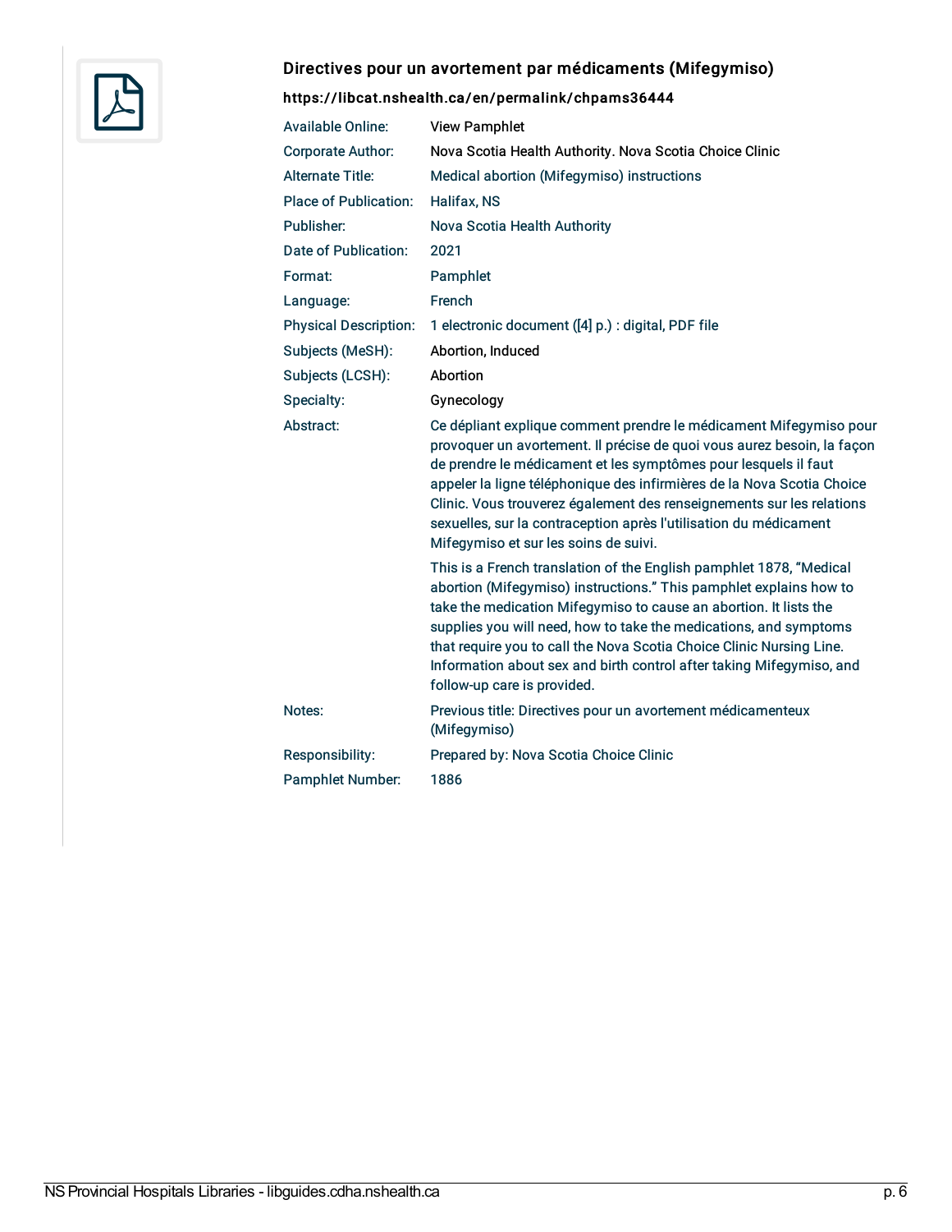### Directives pour un avortement par médicaments (Mifegymiso)

**https://libcat.nshealth.ca/en/permalink/chpams36444**

| | |
|---|---|
| Available Online: | View Pamphlet |
| Corporate Author: | Nova Scotia Health Authority. Nova Scotia Choice Clinic |
| Alternate Title: | Medical abortion (Mifegymiso) instructions |
| Place of Publication: | Halifax, NS |
| Publisher: | Nova Scotia Health Authority |
| Date of Publication: | 2021 |
| Format: | Pamphlet |
| Language: | French |
| Physical Description: | 1 electronic document ([4] p.) : digital, PDF file |
| Subjects (MeSH): | Abortion, Induced |
| Subjects (LCSH): | Abortion |
| Specialty: | Gynecology |
| Abstract: | Ce dépliant explique comment prendre le médicament Mifegymiso pour provoquer un avortement. Il précise de quoi vous aurez besoin, la façon de prendre le médicament et les symptômes pour lesquels il faut appeler la ligne téléphonique des infirmières de la Nova Scotia Choice Clinic. Vous trouverez également des renseignements sur les relations sexuelles, sur la contraception après l'utilisation du médicament Mifegymiso et sur les soins de suivi.<br><br>This is a French translation of the English pamphlet 1878, "Medical abortion (Mifegymiso) instructions." This pamphlet explains how to take the medication Mifegymiso to cause an abortion. It lists the supplies you will need, how to take the medications, and symptoms that require you to call the Nova Scotia Choice Clinic Nursing Line. Information about sex and birth control after taking Mifegymiso, and follow-up care is provided. |
| Notes: | Previous title: Directives pour un avortement médicamenteux (Mifegymiso) |
| Responsibility: | Prepared by: Nova Scotia Choice Clinic |
| Pamphlet Number: | 1886 |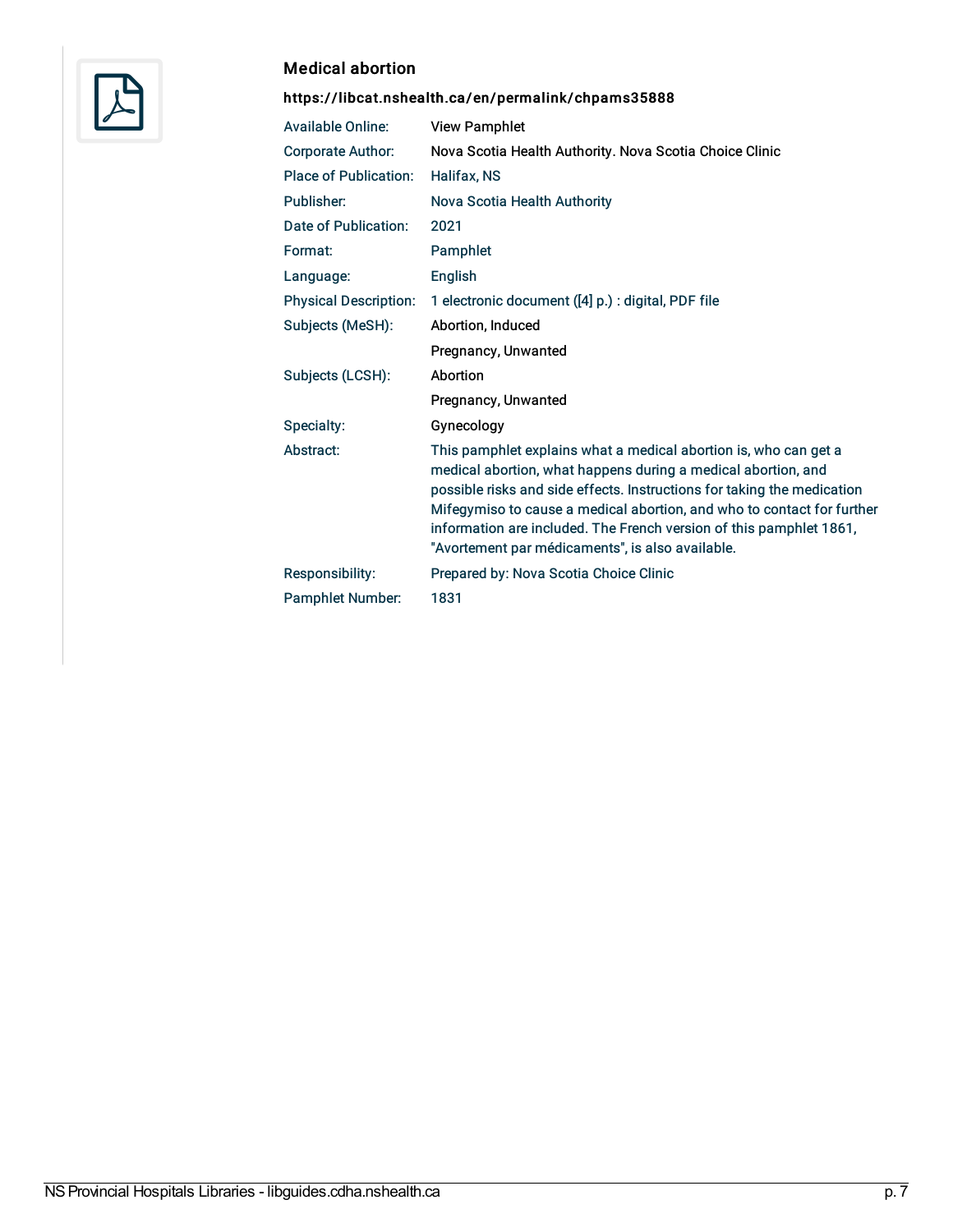### Medical abortion

**https://libcat.nshealth.ca/en/permalink/chpams35888**

| | |
|---|---|
| Available Online: | View Pamphlet |
| Corporate Author: | Nova Scotia Health Authority. Nova Scotia Choice Clinic |
| Place of Publication: | Halifax, NS |
| Publisher: | Nova Scotia Health Authority |
| Date of Publication: | 2021 |
| Format: | Pamphlet |
| Language: | English |
| Physical Description: | 1 electronic document ([4] p.) : digital, PDF file |
| Subjects (MeSH): | Abortion, Induced |
| | Pregnancy, Unwanted |
| Subjects (LCSH): | Abortion |
| | Pregnancy, Unwanted |
| Specialty: | Gynecology |
| Abstract: | This pamphlet explains what a medical abortion is, who can get a medical abortion, what happens during a medical abortion, and possible risks and side effects. Instructions for taking the medication Mifegymiso to cause a medical abortion, and who to contact for further information are included. The French version of this pamphlet 1861, "Avortement par médicaments", is also available. |
| Responsibility: | Prepared by: Nova Scotia Choice Clinic |
| Pamphlet Number: | 1831 |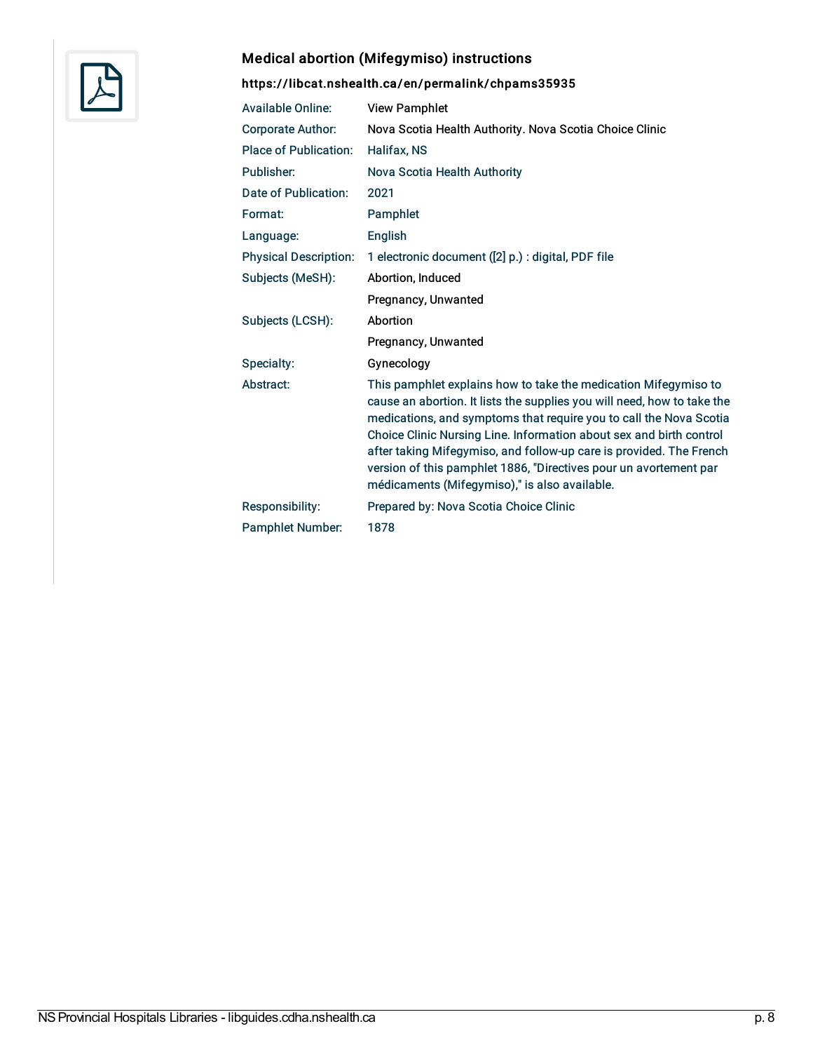### Medical abortion (Mifegymiso) instructions

**https://libcat.nshealth.ca/en/permalink/chpams35935**

| | |
|---|---|
| Available Online: | View Pamphlet |
| Corporate Author: | Nova Scotia Health Authority. Nova Scotia Choice Clinic |
| Place of Publication: | Halifax, NS |
| Publisher: | Nova Scotia Health Authority |
| Date of Publication: | 2021 |
| Format: | Pamphlet |
| Language: | English |
| Physical Description: | 1 electronic document ([2] p.) : digital, PDF file |
| Subjects (MeSH): | Abortion, Induced |
| | Pregnancy, Unwanted |
| Subjects (LCSH): | Abortion |
| | Pregnancy, Unwanted |
| Specialty: | Gynecology |
| Abstract: | This pamphlet explains how to take the medication Mifegymiso to cause an abortion. It lists the supplies you will need, how to take the medications, and symptoms that require you to call the Nova Scotia Choice Clinic Nursing Line. Information about sex and birth control after taking Mifegymiso, and follow-up care is provided. The French version of this pamphlet 1886, "Directives pour un avortement par médicaments (Mifegymiso)," is also available. |
| Responsibility: | Prepared by: Nova Scotia Choice Clinic |
| Pamphlet Number: | 1878 |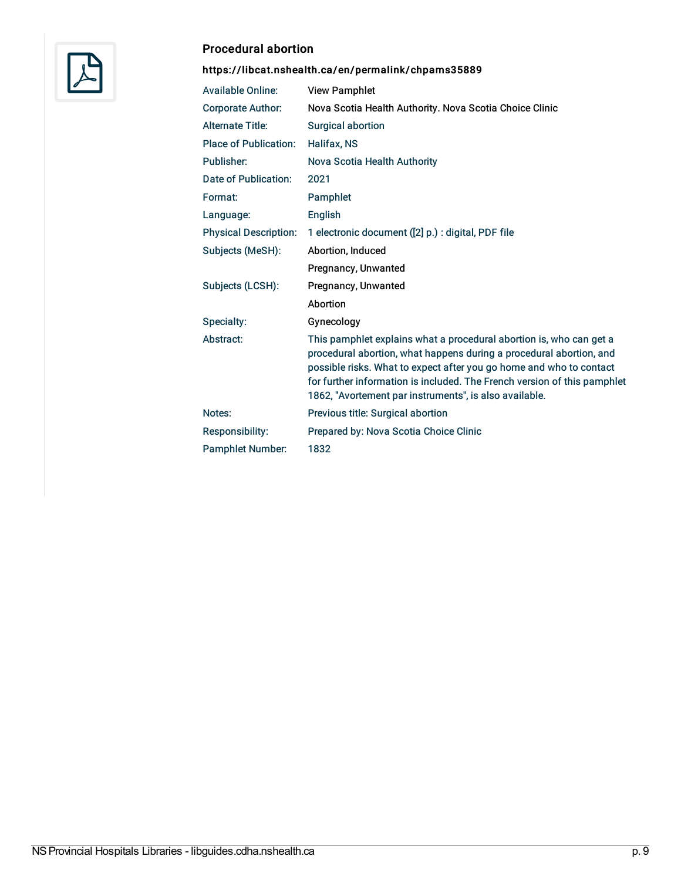### Procedural abortion

**https://libcat.nshealth.ca/en/permalink/chpams35889**

| | |
|---|---|
| Available Online: | View Pamphlet |
| Corporate Author: | Nova Scotia Health Authority. Nova Scotia Choice Clinic |
| Alternate Title: | Surgical abortion |
| Place of Publication: | Halifax, NS |
| Publisher: | Nova Scotia Health Authority |
| Date of Publication: | 2021 |
| Format: | Pamphlet |
| Language: | English |
| Physical Description: | 1 electronic document ([2] p.) : digital, PDF file |
| Subjects (MeSH): | Abortion, Induced |
| | Pregnancy, Unwanted |
| Subjects (LCSH): | Pregnancy, Unwanted |
| | Abortion |
| Specialty: | Gynecology |
| Abstract: | This pamphlet explains what a procedural abortion is, who can get a procedural abortion, what happens during a procedural abortion, and possible risks. What to expect after you go home and who to contact for further information is included. The French version of this pamphlet 1862, "Avortement par instruments", is also available. |
| Notes: | Previous title: Surgical abortion |
| Responsibility: | Prepared by: Nova Scotia Choice Clinic |
| Pamphlet Number: | 1832 |